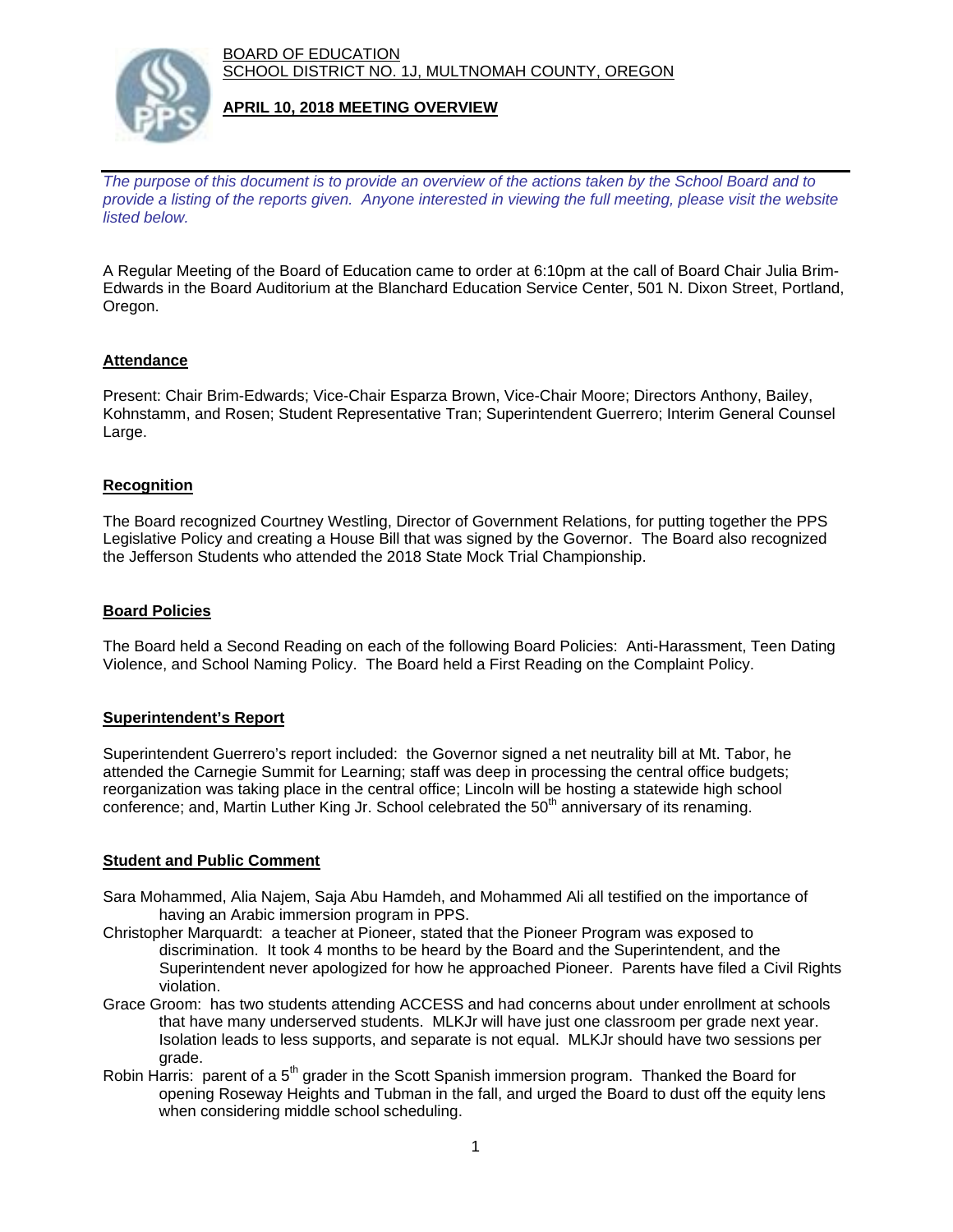BOARD OF EDUCATION
SCHOOL DISTRICT NO. 1J, MULTNOMAH COUNTY, OREGON

# APRIL 10, 2018 MEETING OVERVIEW

*The purpose of this document is to provide an overview of the actions taken by the School Board and to provide a listing of the reports given. Anyone interested in viewing the full meeting, please visit the website listed below.*

A Regular Meeting of the Board of Education came to order at 6:10pm at the call of Board Chair Julia Brim-Edwards in the Board Auditorium at the Blanchard Education Service Center, 501 N. Dixon Street, Portland, Oregon.

## Attendance

Present: Chair Brim-Edwards; Vice-Chair Esparza Brown, Vice-Chair Moore; Directors Anthony, Bailey, Kohnstamm, and Rosen; Student Representative Tran; Superintendent Guerrero; Interim General Counsel Large.

## Recognition

The Board recognized Courtney Westling, Director of Government Relations, for putting together the PPS Legislative Policy and creating a House Bill that was signed by the Governor. The Board also recognized the Jefferson Students who attended the 2018 State Mock Trial Championship.

## Board Policies

The Board held a Second Reading on each of the following Board Policies: Anti-Harassment, Teen Dating Violence, and School Naming Policy. The Board held a First Reading on the Complaint Policy.

## Superintendent's Report

Superintendent Guerrero's report included: the Governor signed a net neutrality bill at Mt. Tabor, he attended the Carnegie Summit for Learning; staff was deep in processing the central office budgets; reorganization was taking place in the central office; Lincoln will be hosting a statewide high school conference; and, Martin Luther King Jr. School celebrated the 50th anniversary of its renaming.

## Student and Public Comment

- Sara Mohammed, Alia Najem, Saja Abu Hamdeh, and Mohammed Ali all testified on the importance of having an Arabic immersion program in PPS.
- Christopher Marquardt: a teacher at Pioneer, stated that the Pioneer Program was exposed to discrimination. It took 4 months to be heard by the Board and the Superintendent, and the Superintendent never apologized for how he approached Pioneer. Parents have filed a Civil Rights violation.
- Grace Groom: has two students attending ACCESS and had concerns about under enrollment at schools that have many underserved students. MLKJr will have just one classroom per grade next year. Isolation leads to less supports, and separate is not equal. MLKJr should have two sessions per grade.
- Robin Harris: parent of a 5th grader in the Scott Spanish immersion program. Thanked the Board for opening Roseway Heights and Tubman in the fall, and urged the Board to dust off the equity lens when considering middle school scheduling.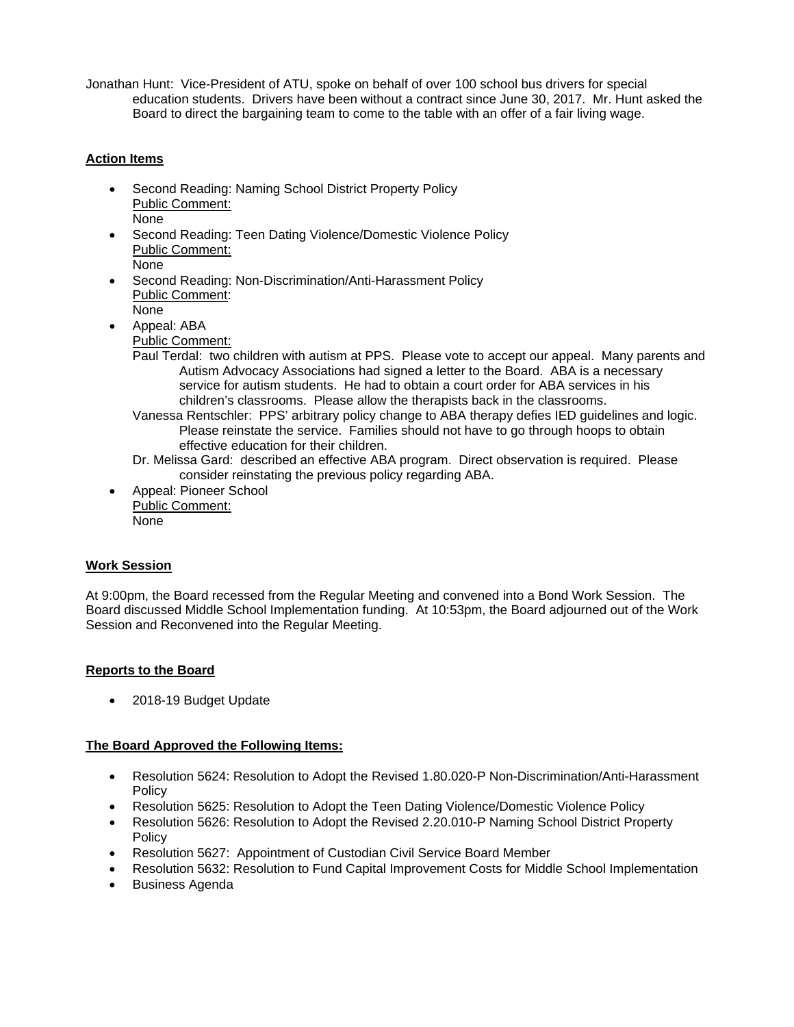Jonathan Hunt: Vice-President of ATU, spoke on behalf of over 100 school bus drivers for special education students. Drivers have been without a contract since June 30, 2017. Mr. Hunt asked the Board to direct the bargaining team to come to the table with an offer of a fair living wage.

**Action Items**

- Second Reading: Naming School District Property Policy
  Public Comment:
  None
- Second Reading: Teen Dating Violence/Domestic Violence Policy
  Public Comment:
  None
- Second Reading: Non-Discrimination/Anti-Harassment Policy
  Public Comment:
  None
- Appeal: ABA
  Public Comment:
  Paul Terdal: two children with autism at PPS. Please vote to accept our appeal. Many parents and Autism Advocacy Associations had signed a letter to the Board. ABA is a necessary service for autism students. He had to obtain a court order for ABA services in his children's classrooms. Please allow the therapists back in the classrooms.
  Vanessa Rentschler: PPS' arbitrary policy change to ABA therapy defies IED guidelines and logic. Please reinstate the service. Families should not have to go through hoops to obtain effective education for their children.
  Dr. Melissa Gard: described an effective ABA program. Direct observation is required. Please consider reinstating the previous policy regarding ABA.
- Appeal: Pioneer School
  Public Comment:
  None

**Work Session**

At 9:00pm, the Board recessed from the Regular Meeting and convened into a Bond Work Session. The Board discussed Middle School Implementation funding. At 10:53pm, the Board adjourned out of the Work Session and Reconvened into the Regular Meeting.

**Reports to the Board**

- 2018-19 Budget Update

**The Board Approved the Following Items:**

- Resolution 5624: Resolution to Adopt the Revised 1.80.020-P Non-Discrimination/Anti-Harassment Policy
- Resolution 5625: Resolution to Adopt the Teen Dating Violence/Domestic Violence Policy
- Resolution 5626: Resolution to Adopt the Revised 2.20.010-P Naming School District Property Policy
- Resolution 5627: Appointment of Custodian Civil Service Board Member
- Resolution 5632: Resolution to Fund Capital Improvement Costs for Middle School Implementation
- Business Agenda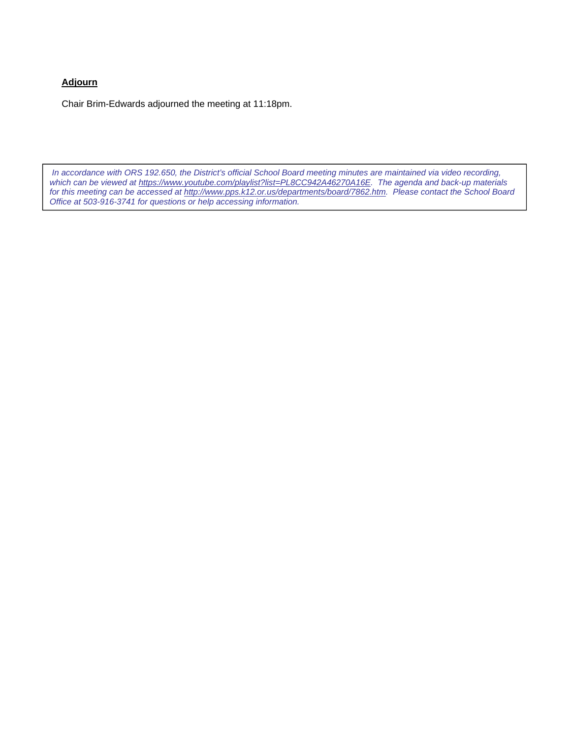**Adjourn**

Chair Brim-Edwards adjourned the meeting at 11:18pm.

*In accordance with ORS 192.650, the District's official School Board meeting minutes are maintained via video recording, which can be viewed at https://www.youtube.com/playlist?list=PL8CC942A46270A16E. The agenda and back-up materials for this meeting can be accessed at http://www.pps.k12.or.us/departments/board/7862.htm. Please contact the School Board Office at 503-916-3741 for questions or help accessing information.*